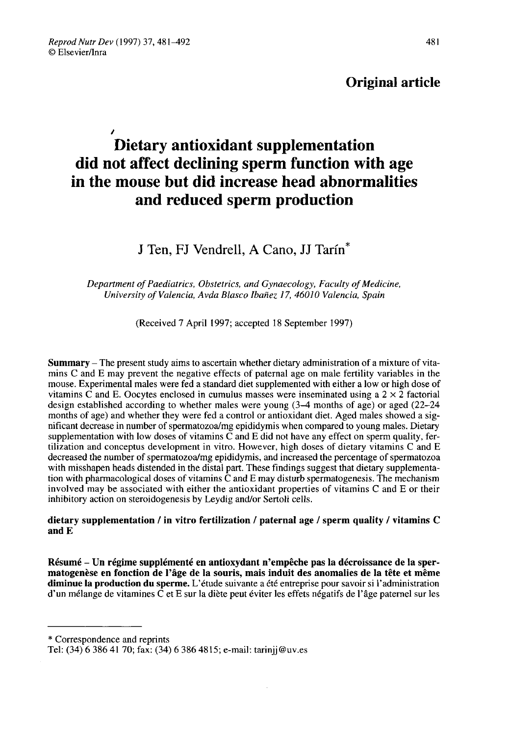## Original article

# Dietary antioxidant supplementation did not affect declining sperm function with age in the mouse but did increase head abnormalities and reduced sperm production

J Ten, FJ Vendrell, A Cano, JJ Tarín*

*Department of Paediatrics, Obstetrics, and Gynaecology, Faculty of Medicine, University of Valencia, Avda Blasco Ibañez 17, 46010 Valencia, Spain*

(Received 7 April 1997; accepted 18 September 1997)

**Summary** – The present study aims to ascertain whether dietary administration of a mixture of vitamins C and E may prevent the negative effects of paternal age on male fertility variables in the mouse. Experimental males were fed a standard diet supplemented with either a low or high dose of vitamins C and E. Oocytes enclosed in cumulus masses were inseminated using a $2 \times 2$ factorial design established according to whether males were young (3–4 months of age) or aged (22–24 months of age) and whether they were fed a control or antioxidant diet. Aged males showed a significant decrease in number of spermatozoa/mg epididymis when compared to young males. Dietary supplementation with low doses of vitamins C and E did not have any effect on sperm quality, fertilization and conceptus development in vitro. However, high doses of dietary vitamins C and E decreased the number of spermatozoa/mg epididymis, and increased the percentage of spermatozoa with misshapen heads distended in the distal part. These findings suggest that dietary supplementation with pharmacological doses of vitamins C and E may disturb spermatogenesis. The mechanism involved may be associated with either the antioxidant properties of vitamins C and E or their inhibitory action on steroidogenesis by Leydig and/or Sertoli cells.

**dietary supplementation / in vitro fertilization / paternal age / sperm quality / vitamins C and E**

**Résumé – Un régime supplémenté en antioxydant n'empêche pas la décroissance de la spermatogenèse en fonction de l'âge de la souris, mais induit des anomalies de la tête et même diminue la production du sperme.** L'étude suivante a été entreprise pour savoir si l'administration d'un mélange de vitamines C et E sur la diète peut éviter les effets négatifs de l'âge paternel sur les

---

* Correspondence and reprints
Tel: (34) 6 386 41 70; fax: (34) 6 386 4815; e-mail: tarinjj@uv.es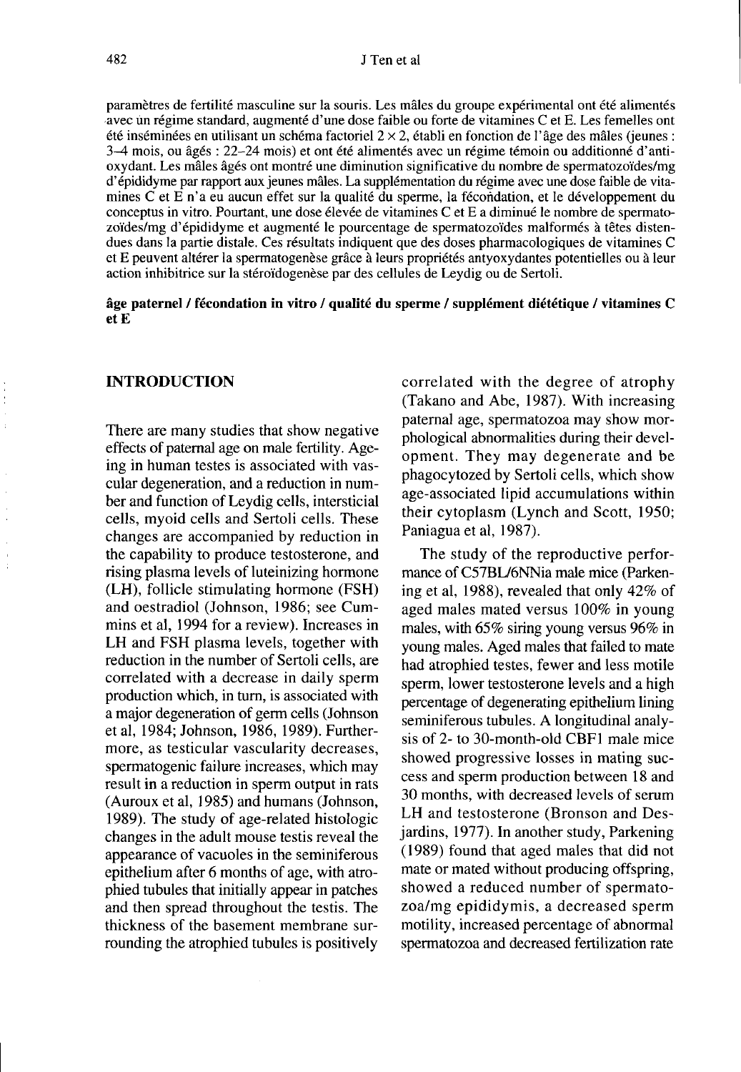paramètres de fertilité masculine sur la souris. Les mâles du groupe expérimental ont été alimentés avec un régime standard, augmenté d'une dose faible ou forte de vitamines C et E. Les femelles ont été inséminées en utilisant un schéma factoriel 2 × 2, établi en fonction de l'âge des mâles (jeunes : 3–4 mois, ou âgés : 22–24 mois) et ont été alimentés avec un régime témoin ou additionné d'antioxydant. Les mâles âgés ont montré une diminution significative du nombre de spermatozoïdes/mg d'épididyme par rapport aux jeunes mâles. La supplémentation du régime avec une dose faible de vitamines C et E n'a eu aucun effet sur la qualité du sperme, la fécondation, et le développement du conceptus in vitro. Pourtant, une dose élevée de vitamines C et E a diminué le nombre de spermatozoïdes/mg d'épididyme et augmenté le pourcentage de spermatozoïdes malformés à têtes distendues dans la partie distale. Ces résultats indiquent que des doses pharmacologiques de vitamines C et E peuvent altérer la spermatogenèse grâce à leurs propriétés antyoxydantes potentielles ou à leur action inhibitrice sur la stéroïdogenèse par des cellules de Leydig ou de Sertoli.

**âge paternel / fécondation in vitro / qualité du sperme / supplément diététique / vitamines C et E**

## INTRODUCTION

There are many studies that show negative effects of paternal age on male fertility. Ageing in human testes is associated with vascular degeneration, and a reduction in number and function of Leydig cells, intersticial cells, myoid cells and Sertoli cells. These changes are accompanied by reduction in the capability to produce testosterone, and rising plasma levels of luteinizing hormone (LH), follicle stimulating hormone (FSH) and oestradiol (Johnson, 1986; see Cummins et al, 1994 for a review). Increases in LH and FSH plasma levels, together with reduction in the number of Sertoli cells, are correlated with a decrease in daily sperm production which, in turn, is associated with a major degeneration of germ cells (Johnson et al, 1984; Johnson, 1986, 1989). Furthermore, as testicular vascularity decreases, spermatogenic failure increases, which may result in a reduction in sperm output in rats (Auroux et al, 1985) and humans (Johnson, 1989). The study of age-related histologic changes in the adult mouse testis reveal the appearance of vacuoles in the seminiferous epithelium after 6 months of age, with atrophied tubules that initially appear in patches and then spread throughout the testis. The thickness of the basement membrane surrounding the atrophied tubules is positively correlated with the degree of atrophy (Takano and Abe, 1987). With increasing paternal age, spermatozoa may show morphological abnormalities during their development. They may degenerate and be phagocytozed by Sertoli cells, which show age-associated lipid accumulations within their cytoplasm (Lynch and Scott, 1950; Paniagua et al, 1987).

The study of the reproductive performance of C57BL/6NNia male mice (Parkening et al, 1988), revealed that only 42% of aged males mated versus 100% in young males, with 65% siring young versus 96% in young males. Aged males that failed to mate had atrophied testes, fewer and less motile sperm, lower testosterone levels and a high percentage of degenerating epithelium lining seminiferous tubules. A longitudinal analysis of 2- to 30-month-old CBF1 male mice showed progressive losses in mating success and sperm production between 18 and 30 months, with decreased levels of serum LH and testosterone (Bronson and Desjardins, 1977). In another study, Parkening (1989) found that aged males that did not mate or mated without producing offspring, showed a reduced number of spermatozoa/mg epididymis, a decreased sperm motility, increased percentage of abnormal spermatozoa and decreased fertilization rate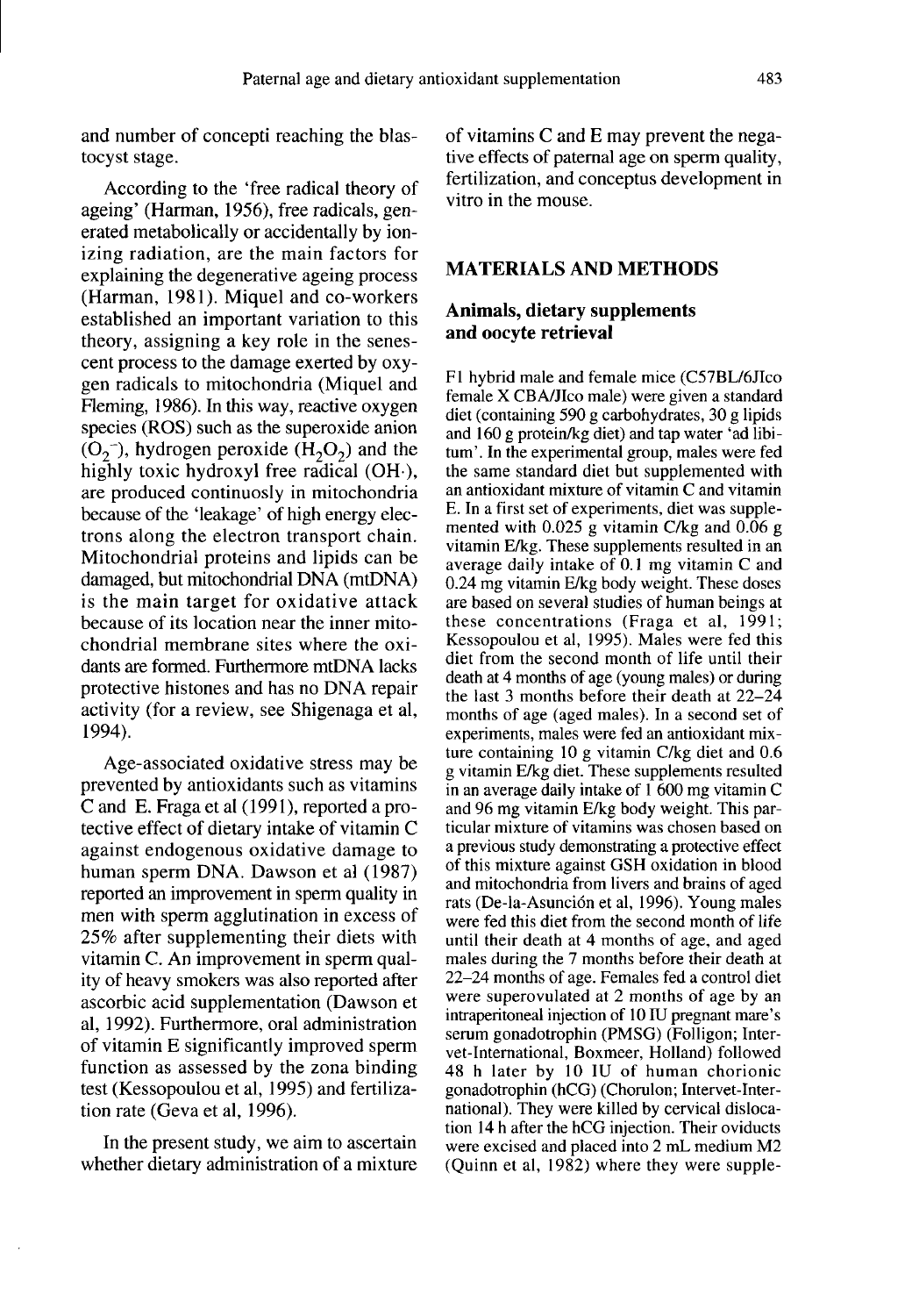and number of concepti reaching the blastocyst stage.

According to the 'free radical theory of ageing' (Harman, 1956), free radicals, generated metabolically or accidentally by ionizing radiation, are the main factors for explaining the degenerative ageing process (Harman, 1981). Miquel and co-workers established an important variation to this theory, assigning a key role in the senescent process to the damage exerted by oxygen radicals to mitochondria (Miquel and Fleming, 1986). In this way, reactive oxygen species (ROS) such as the superoxide anion ($O_2^-$), hydrogen peroxide ($H_2O_2$) and the highly toxic hydroxyl free radical (OH·), are produced continuosly in mitochondria because of the 'leakage' of high energy electrons along the electron transport chain. Mitochondrial proteins and lipids can be damaged, but mitochondrial DNA (mtDNA) is the main target for oxidative attack because of its location near the inner mitochondrial membrane sites where the oxidants are formed. Furthermore mtDNA lacks protective histones and has no DNA repair activity (for a review, see Shigenaga et al, 1994).

Age-associated oxidative stress may be prevented by antioxidants such as vitamins C and E. Fraga et al (1991), reported a protective effect of dietary intake of vitamin C against endogenous oxidative damage to human sperm DNA. Dawson et al (1987) reported an improvement in sperm quality in men with sperm agglutination in excess of 25% after supplementing their diets with vitamin C. An improvement in sperm quality of heavy smokers was also reported after ascorbic acid supplementation (Dawson et al, 1992). Furthermore, oral administration of vitamin E significantly improved sperm function as assessed by the zona binding test (Kessopoulou et al, 1995) and fertilization rate (Geva et al, 1996).

In the present study, we aim to ascertain whether dietary administration of a mixture of vitamins C and E may prevent the negative effects of paternal age on sperm quality, fertilization, and conceptus development in vitro in the mouse.

## MATERIALS AND METHODS

### Animals, dietary supplements and oocyte retrieval

F1 hybrid male and female mice (C57BL/6JIco female X CBA/JIco male) were given a standard diet (containing 590 g carbohydrates, 30 g lipids and 160 g protein/kg diet) and tap water 'ad libitum'. In the experimental group, males were fed the same standard diet but supplemented with an antioxidant mixture of vitamin C and vitamin E. In a first set of experiments, diet was supplemented with 0.025 g vitamin C/kg and 0.06 g vitamin E/kg. These supplements resulted in an average daily intake of 0.1 mg vitamin C and 0.24 mg vitamin E/kg body weight. These doses are based on several studies of human beings at these concentrations (Fraga et al, 1991; Kessopoulou et al, 1995). Males were fed this diet from the second month of life until their death at 4 months of age (young males) or during the last 3 months before their death at 22–24 months of age (aged males). In a second set of experiments, males were fed an antioxidant mixture containing 10 g vitamin C/kg diet and 0.6 g vitamin E/kg diet. These supplements resulted in an average daily intake of 1 600 mg vitamin C and 96 mg vitamin E/kg body weight. This particular mixture of vitamins was chosen based on a previous study demonstrating a protective effect of this mixture against GSH oxidation in blood and mitochondria from livers and brains of aged rats (De-la-Asunción et al, 1996). Young males were fed this diet from the second month of life until their death at 4 months of age, and aged males during the 7 months before their death at 22–24 months of age. Females fed a control diet were superovulated at 2 months of age by an intraperitoneal injection of 10 IU pregnant mare's serum gonadotrophin (PMSG) (Folligon; Intervet-International, Boxmeer, Holland) followed 48 h later by 10 IU of human chorionic gonadotrophin (hCG) (Chorulon; Intervet-International). They were killed by cervical dislocation 14 h after the hCG injection. Their oviducts were excised and placed into 2 mL medium M2 (Quinn et al, 1982) where they were supple-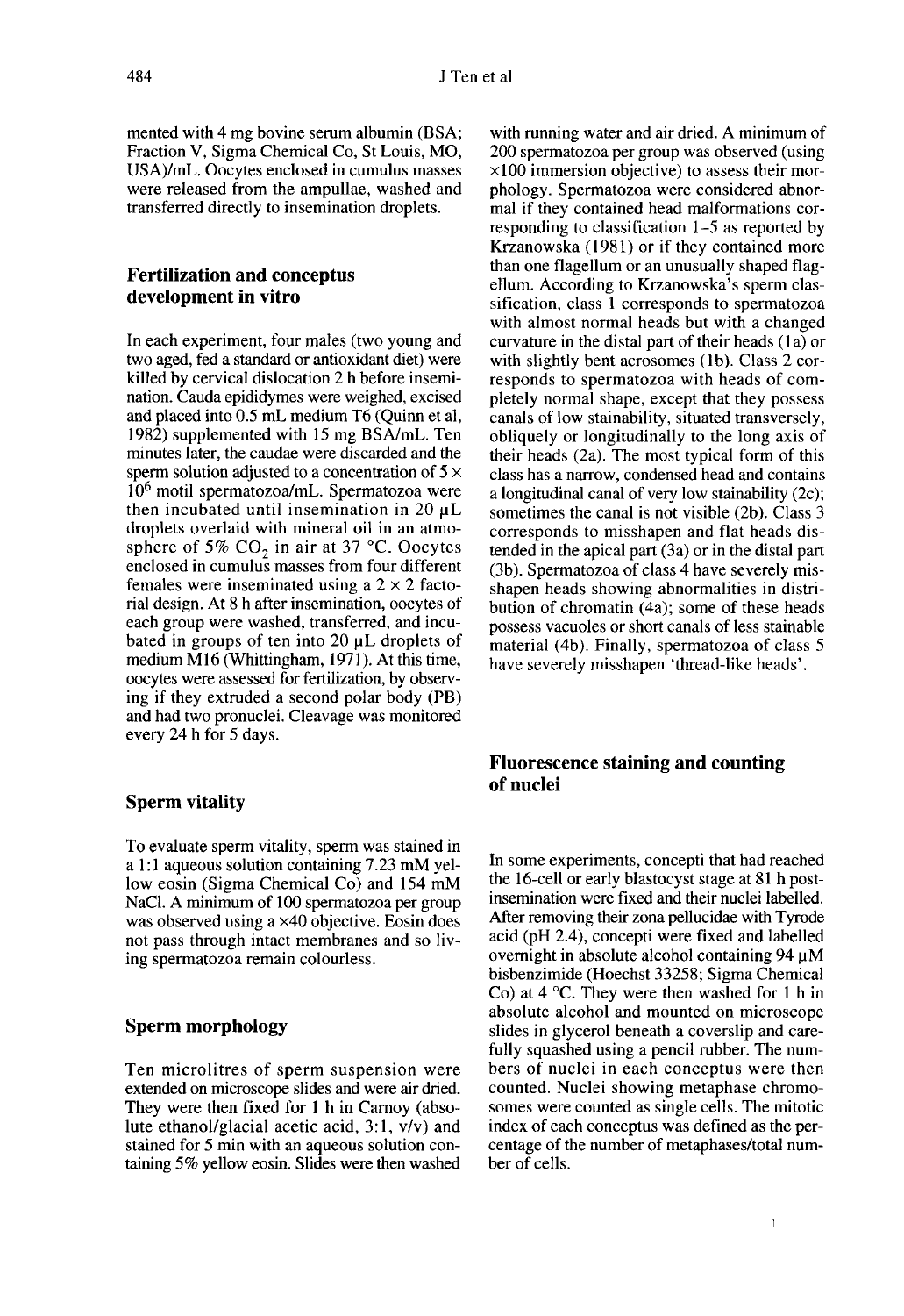mented with 4 mg bovine serum albumin (BSA; Fraction V, Sigma Chemical Co, St Louis, MO, USA)/mL. Oocytes enclosed in cumulus masses were released from the ampullae, washed and transferred directly to insemination droplets.

## Fertilization and conceptus development in vitro

In each experiment, four males (two young and two aged, fed a standard or antioxidant diet) were killed by cervical dislocation 2 h before insemination. Cauda epididymes were weighed, excised and placed into 0.5 mL medium T6 (Quinn et al, 1982) supplemented with 15 mg BSA/mL. Ten minutes later, the caudae were discarded and the sperm solution adjusted to a concentration of $5 \times 10^6$ motil spermatozoa/mL. Spermatozoa were then incubated until insemination in 20 µL droplets overlaid with mineral oil in an atmosphere of 5% $CO_2$ in air at 37 °C. Oocytes enclosed in cumulus masses from four different females were inseminated using a $2 \times 2$ factorial design. At 8 h after insemination, oocytes of each group were washed, transferred, and incubated in groups of ten into 20 µL droplets of medium M16 (Whittingham, 1971). At this time, oocytes were assessed for fertilization, by observing if they extruded a second polar body (PB) and had two pronuclei. Cleavage was monitored every 24 h for 5 days.

## Sperm vitality

To evaluate sperm vitality, sperm was stained in a 1:1 aqueous solution containing 7.23 mM yellow eosin (Sigma Chemical Co) and 154 mM NaCl. A minimum of 100 spermatozoa per group was observed using a ×40 objective. Eosin does not pass through intact membranes and so living spermatozoa remain colourless.

## Sperm morphology

Ten microlitres of sperm suspension were extended on microscope slides and were air dried. They were then fixed for 1 h in Carnoy (absolute ethanol/glacial acetic acid, 3:1, v/v) and stained for 5 min with an aqueous solution containing 5% yellow eosin. Slides were then washed with running water and air dried. A minimum of 200 spermatozoa per group was observed (using ×100 immersion objective) to assess their morphology. Spermatozoa were considered abnormal if they contained head malformations corresponding to classification 1–5 as reported by Krzanowska (1981) or if they contained more than one flagellum or an unusually shaped flagellum. According to Krzanowska's sperm classification, class 1 corresponds to spermatozoa with almost normal heads but with a changed curvature in the distal part of their heads (1a) or with slightly bent acrosomes (1b). Class 2 corresponds to spermatozoa with heads of completely normal shape, except that they possess canals of low stainability, situated transversely, obliquely or longitudinally to the long axis of their heads (2a). The most typical form of this class has a narrow, condensed head and contains a longitudinal canal of very low stainability (2c); sometimes the canal is not visible (2b). Class 3 corresponds to misshapen and flat heads distended in the apical part (3a) or in the distal part (3b). Spermatozoa of class 4 have severely misshapen heads showing abnormalities in distribution of chromatin (4a); some of these heads possess vacuoles or short canals of less stainable material (4b). Finally, spermatozoa of class 5 have severely misshapen 'thread-like heads'.

## Fluorescence staining and counting of nuclei

In some experiments, concepti that had reached the 16-cell or early blastocyst stage at 81 h post-insemination were fixed and their nuclei labelled. After removing their zona pellucidae with Tyrode acid (pH 2.4), concepti were fixed and labelled overnight in absolute alcohol containing 94 µM bisbenzimide (Hoechst 33258; Sigma Chemical Co) at 4 °C. They were then washed for 1 h in absolute alcohol and mounted on microscope slides in glycerol beneath a coverslip and carefully squashed using a pencil rubber. The numbers of nuclei in each conceptus were then counted. Nuclei showing metaphase chromosomes were counted as single cells. The mitotic index of each conceptus was defined as the percentage of the number of metaphases/total number of cells.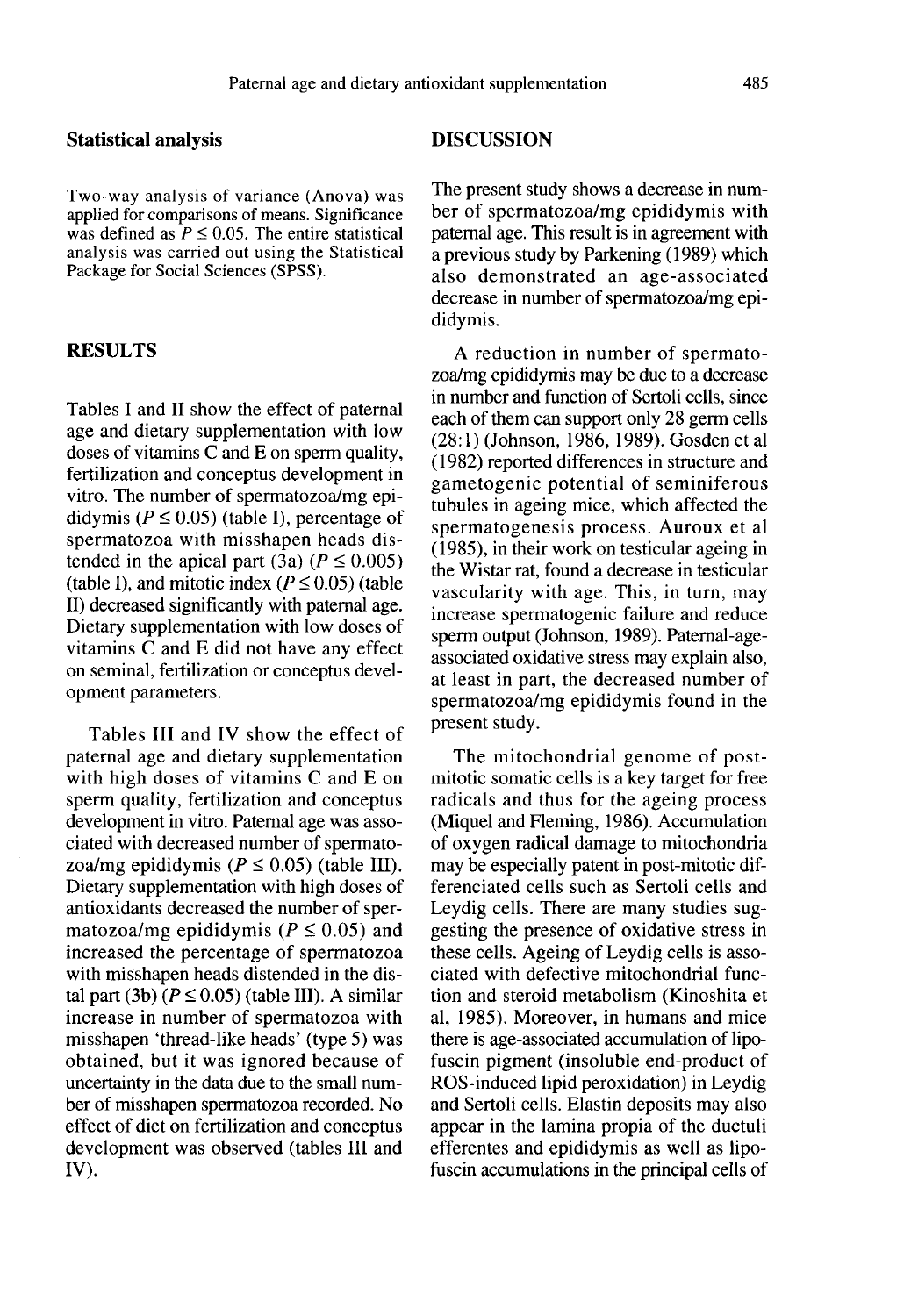### Statistical analysis

Two-way analysis of variance (Anova) was applied for comparisons of means. Significance was defined as $P \leq 0.05$. The entire statistical analysis was carried out using the Statistical Package for Social Sciences (SPSS).

## RESULTS

Tables I and II show the effect of paternal age and dietary supplementation with low doses of vitamins C and E on sperm quality, fertilization and conceptus development in vitro. The number of spermatozoa/mg epididymis ($P \leq 0.05$) (table I), percentage of spermatozoa with misshapen heads distended in the apical part (3a) ($P \leq 0.005$) (table I), and mitotic index ($P \leq 0.05$) (table II) decreased significantly with paternal age. Dietary supplementation with low doses of vitamins C and E did not have any effect on seminal, fertilization or conceptus development parameters.

Tables III and IV show the effect of paternal age and dietary supplementation with high doses of vitamins C and E on sperm quality, fertilization and conceptus development in vitro. Paternal age was associated with decreased number of spermatozoa/mg epididymis ($P \leq 0.05$) (table III). Dietary supplementation with high doses of antioxidants decreased the number of spermatozoa/mg epididymis ($P \leq 0.05$) and increased the percentage of spermatozoa with misshapen heads distended in the distal part (3b) ($P \leq 0.05$) (table III). A similar increase in number of spermatozoa with misshapen 'thread-like heads' (type 5) was obtained, but it was ignored because of uncertainty in the data due to the small number of misshapen spermatozoa recorded. No effect of diet on fertilization and conceptus development was observed (tables III and IV).

## DISCUSSION

The present study shows a decrease in number of spermatozoa/mg epididymis with paternal age. This result is in agreement with a previous study by Parkening (1989) which also demonstrated an age-associated decrease in number of spermatozoa/mg epididymis.

A reduction in number of spermatozoa/mg epididymis may be due to a decrease in number and function of Sertoli cells, since each of them can support only 28 germ cells (28:1) (Johnson, 1986, 1989). Gosden et al (1982) reported differences in structure and gametogenic potential of seminiferous tubules in ageing mice, which affected the spermatogenesis process. Auroux et al (1985), in their work on testicular ageing in the Wistar rat, found a decrease in testicular vascularity with age. This, in turn, may increase spermatogenic failure and reduce sperm output (Johnson, 1989). Paternal-age-associated oxidative stress may explain also, at least in part, the decreased number of spermatozoa/mg epididymis found in the present study.

The mitochondrial genome of post-mitotic somatic cells is a key target for free radicals and thus for the ageing process (Miquel and Fleming, 1986). Accumulation of oxygen radical damage to mitochondria may be especially patent in post-mitotic differenciated cells such as Sertoli cells and Leydig cells. There are many studies suggesting the presence of oxidative stress in these cells. Ageing of Leydig cells is associated with defective mitochondrial function and steroid metabolism (Kinoshita et al, 1985). Moreover, in humans and mice there is age-associated accumulation of lipofuscin pigment (insoluble end-product of ROS-induced lipid peroxidation) in Leydig and Sertoli cells. Elastin deposits may also appear in the lamina propia of the ductuli efferentes and epididymis as well as lipofuscin accumulations in the principal cells of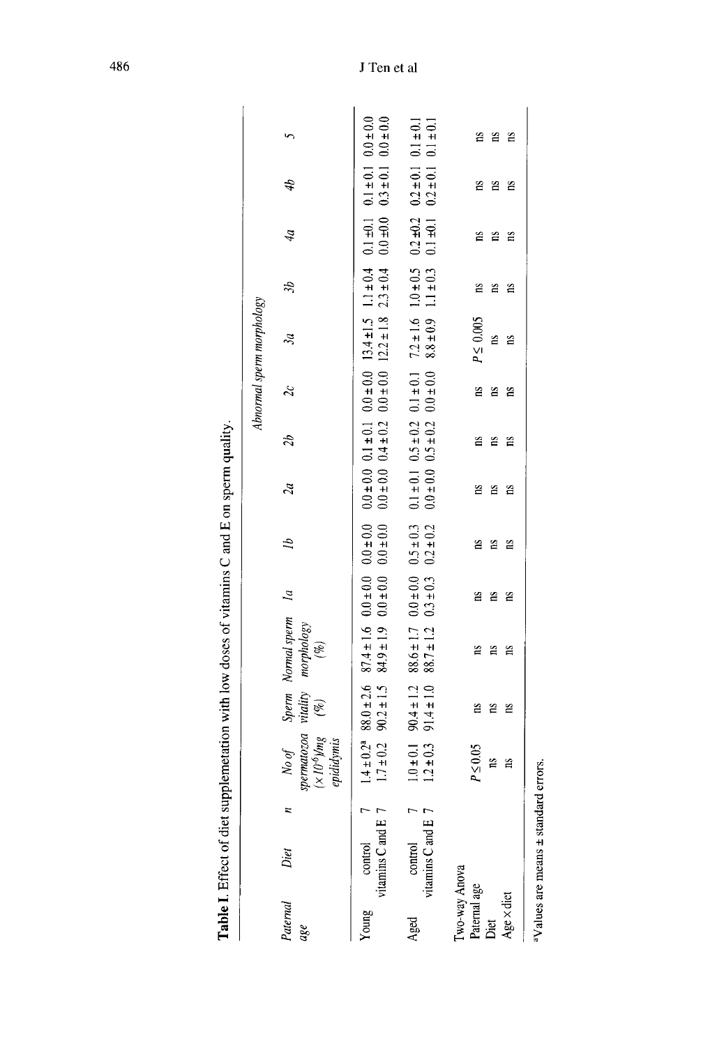**Table I.** Effect of diet supplemetation with low doses of vitamins C and E on sperm quality.

| Paternal age | Diet | n | No of spermatozoa ($\times 10^{-6}$)/mg epididymis | Sperm vitality (%) | Normal sperm morphology (%) | Abnormal sperm morphology | | | | | | | | | | |
|---|---|---|---|---|---|---|---|---|---|---|---|---|---|---|---|---|
| | | | | | | 1a | 1b | 2a | 2b | 2c | 3a | 3b | 4a | 4b | 5 |
| Young | control | 7 | 1.4 ± 0.2[a] | 88.0 ± 2.6 | 87.4 ± 1.6 | 0.0 ± 0.0 | 0.0 ± 0.0 | 0.0 ± 0.0 | 0.1 ± 0.1 | 0.0 ± 0.0 | 13.4 ± 1.5 | 1.1 ± 0.4 | 0.1 ± 0.1 | 0.1 ± 0.1 | 0.0 ± 0.0 |
| | vitamins C and E | 7 | 1.7 ± 0.2 | 90.2 ± 1.5 | 84.9 ± 1.9 | 0.0 ± 0.0 | 0.0 ± 0.0 | 0.0 ± 0.0 | 0.4 ± 0.2 | 0.0 ± 0.0 | 12.2 ± 1.8 | 2.3 ± 0.4 | 0.0 ± 0.0 | 0.3 ± 0.1 | 0.0 ± 0.0 |
| Aged | control | 7 | 1.0 ± 0.1 | 90.4 ± 1.2 | 88.6 ± 1.7 | 0.0 ± 0.0 | 0.5 ± 0.3 | 0.1 ± 0.1 | 0.5 ± 0.2 | 0.1 ± 0.1 | 7.2 ± 1.6 | 1.0 ± 0.5 | 0.2 ± 0.2 | 0.2 ± 0.1 | 0.1 ± 0.1 |
| | vitamins C and E | 7 | 1.2 ± 0.3 | 91.4 ± 1.0 | 88.7 ± 1.2 | 0.3 ± 0.3 | 0.2 ± 0.2 | 0.0 ± 0.0 | 0.5 ± 0.2 | 0.0 ± 0.0 | 8.8 ± 0.9 | 1.1 ± 0.3 | 0.1 ± 0.1 | 0.2 ± 0.1 | 0.1 ± 0.1 |
| Two-way Anova | | | | | | | | | | | | | | | |
| Paternal age | | | $P \leq 0.05$ | ns | ns | ns | ns | ns | ns | ns | $P \leq 0.005$ | ns | ns | ns | ns |
| Diet | | | ns | ns | ns | ns | ns | ns | ns | ns | ns | ns | ns | ns | ns |
| Age × diet | | | ns | ns | ns | ns | ns | ns | ns | ns | ns | ns | ns | ns | ns |

[a]Values are means ± standard errors.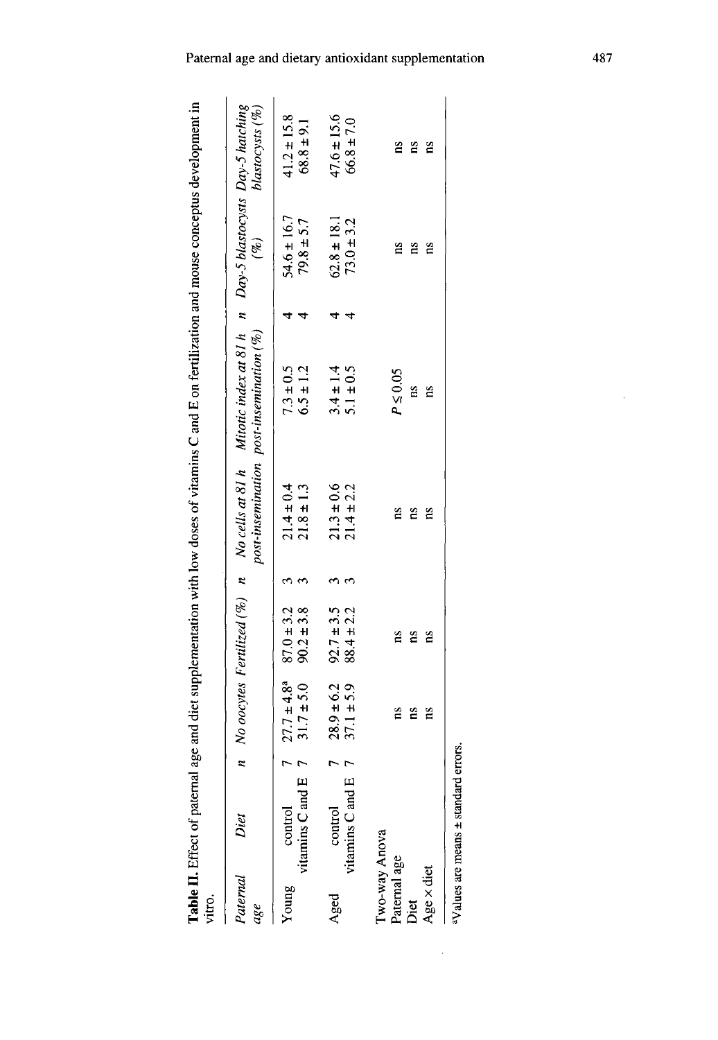**Table II.** Effect of paternal age and diet supplementation with low doses of vitamins C and E on fertilization and mouse conceptus development in vitro.

| *Paternal age* | *Diet* | *n* | *No oocytes* | *Fertilized (%)* | *n* | *No cells at 81 h post-insemination* | *Mitotic index at 81 h post-insemination (%)* | *n* | *Day-5 blastocysts (%)* | *Day-5 hatching blastocysts (%)* |
|---|---|---|---|---|---|---|---|---|---|---|
| Young | control | 7 | 27.7 ± 4.8[a] | 87.0 ± 3.2 | 3 | 21.4 ± 0.4 | 7.3 ± 0.5 | 4 | 54.6 ± 16.7 | 41.2 ± 15.8 |
| | vitamins C and E | 7 | 31.7 ± 5.0 | 90.2 ± 3.8 | 3 | 21.8 ± 1.3 | 6.5 ± 1.2 | 4 | 79.8 ± 5.7 | 68.8 ± 9.1 |
| Aged | control | 7 | 28.9 ± 6.2 | 92.7 ± 3.5 | 3 | 21.3 ± 0.6 | 3.4 ± 1.4 | 4 | 62.8 ± 18.1 | 47.6 ± 15.6 |
| | vitamins C and E | 7 | 37.1 ± 5.9 | 88.4 ± 2.2 | 3 | 21.4 ± 2.2 | 5.1 ± 0.5 | 4 | 73.0 ± 3.2 | 66.8 ± 7.0 |
| Two-way Anova | | | | | | | | | | |
| Paternal age | | | ns | ns | | ns | $P \leq 0.05$ | | ns | ns |
| Diet | | | ns | ns | | ns | ns | | ns | ns |
| Age × diet | | | ns | ns | | ns | ns | | ns | ns |

[a]Values are means ± standard errors.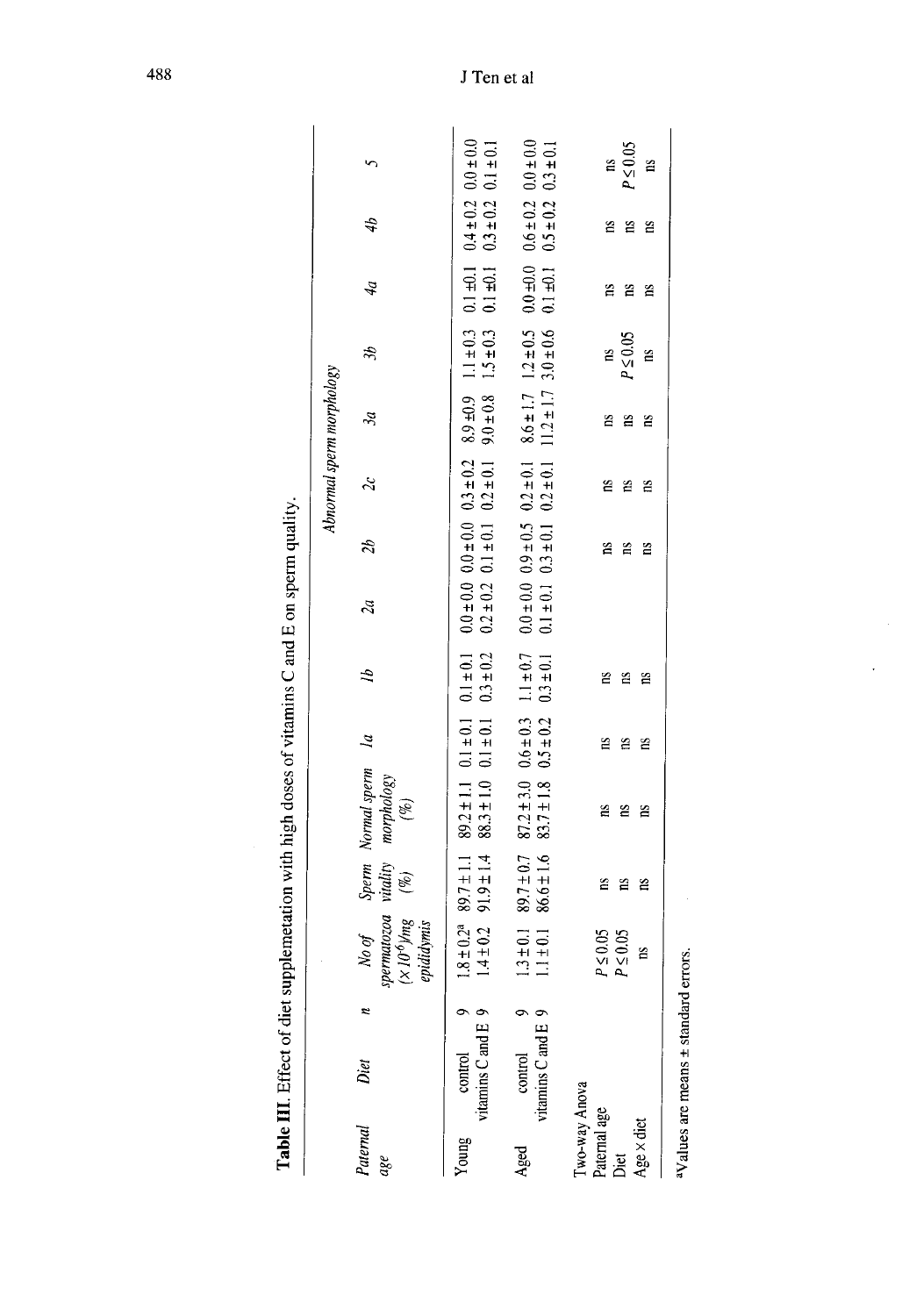**Table III**. Effect of diet suplemetation with high doses of vitamins C and E on sperm quality.

| Paternal age | Diet | n | No of spermatozoa ($\times 10^{6}$)/mg epididymis | Sperm vitality (%) | Normal sperm morphology (%) | Abnormal sperm morphology | | | | | | | | | |
|---|---|---|---|---|---|---|---|---|---|---|---|---|---|---|---|
| | | | | | | 1a | 1b | 2a | 2b | 2c | 3a | 3b | 4a | 4b | 5 |
| Young | control | 9 | 1.8 ± 0.2[a] | 89.7 ± 1.1 | 89.2 ± 1.1 | 0.1 ± 0.1 | 0.1 ± 0.1 | 0.0 ± 0.0 | 0.0 ± 0.0 | 0.3 ± 0.2 | 8.9 ±0.9 | 1.1 ± 0.3 | 0.1 ±0.1 | 0.4 ± 0.2 | 0.0 ± 0.0 |
| | vitamins C and E | 9 | 1.4 ± 0.2 | 91.9 ± 1.4 | 88.3 ± 1.0 | 0.1 ± 0.1 | 0.3 ± 0.2 | 0.2 ± 0.2 | 0.1 ± 0.1 | 0.2 ± 0.1 | 9.0 ± 0.8 | 1.5 ± 0.3 | 0.1 ±0.1 | 0.3 ± 0.2 | 0.1 ± 0.1 |
| Aged | control | 9 | 1.3 ± 0.1 | 89.7 ± 0.7 | 87.2 ± 3.0 | 0.6 ± 0.3 | 1.1 ± 0.7 | 0.0 ± 0.0 | 0.9 ± 0.5 | 0.2 ± 0.1 | 8.6 ± 1.7 | 1.2 ± 0.5 | 0.0 ±0.0 | 0.6 ± 0.2 | 0.0 ± 0.0 |
| | vitamins C and E | 9 | 1.1 ± 0.1 | 86.6 ± 1.6 | 83.7 ± 1.8 | 0.5 ± 0.2 | 0.3 ±0.1 | 0.1 ± 0.1 | 0.3 ± 0.1 | 0.2 ± 0.1 | 11.2 ± 1.7 | 3.0 ± 0.6 | 0.1 ±0.1 | 0.5 ± 0.2 | 0.3 ± 0.1 |
| Two-way Anova | | | | | | | | | | | | | | | |
| Paternal age | | | $P \leq 0.05$ | ns | ns | ns | ns | | ns | ns | ns | ns | ns | ns | ns |
| Diet | | | $P \leq 0.05$ | ns | ns | ns | ns | | ns | ns | ns | $P \leq 0.05$ | ns | ns | $P \leq 0.05$ |
| Age × diet | | | ns | ns | ns | ns | ns | | ns | ns | ns | ns | ns | ns | ns |

[a]Values are means ± standard errors.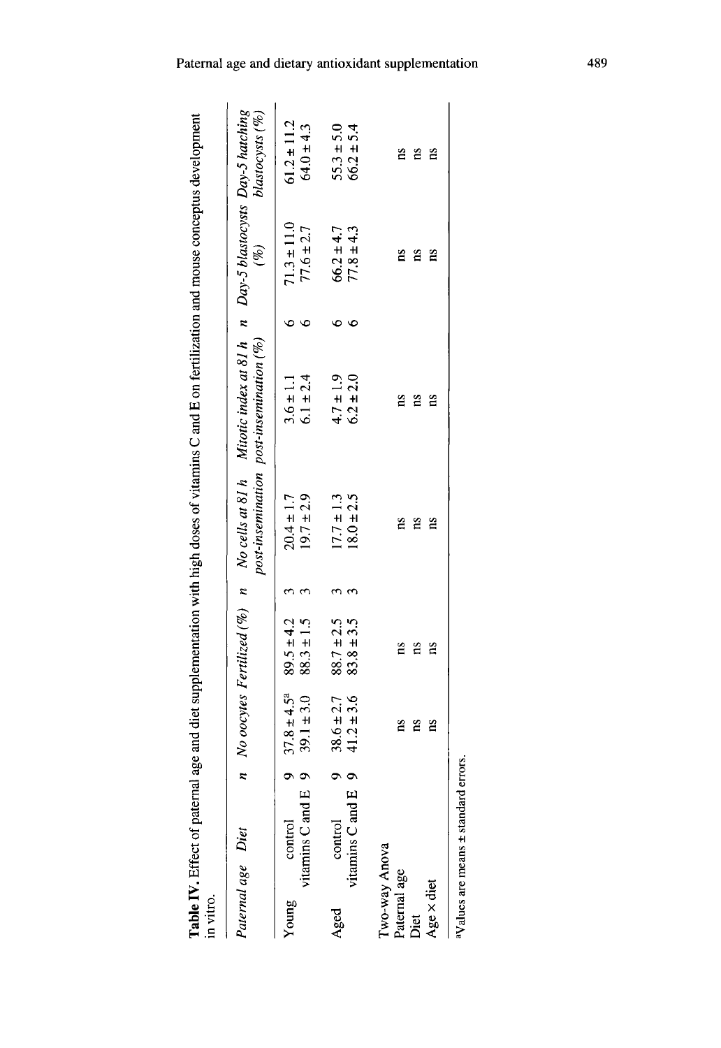**Table IV.** Effect of paternal age and diet supplementation with high doses of vitamins C and E on fertilization and mouse conceptus development in vitro.

| *Paternal age* | *Diet* | *n* | *No oocytes* | *Fertilized (%)* | *n* | *No cells at 81 h post-insemination* | *Mitotic index at 81 h post-insemination (%)* | *n* | *Day-5 blastocysts (%)* | *Day-5 hatching blastocysts (%)* |
|---|---|---|---|---|---|---|---|---|---|---|
| Young | control | 9 | 37.8 ± 4.5[a] | 89.5 ± 4.2 | 3 | 20.4 ± 1.7 | 3.6 ± 1.1 | 6 | 71.3 ± 11.0 | 61.2 ± 11.2 |
| | vitamins C and E | 9 | 39.1 ± 3.0 | 88.3 ± 1.5 | 3 | 19.7 ± 2.9 | 6.1 ± 2.4 | 6 | 77.6 ± 2.7 | 64.0 ± 4.3 |
| Aged | control | 9 | 38.6 ± 2.7 | 88.7 ± 2.5 | 3 | 17.7 ± 1.3 | 4.7 ± 1.9 | 6 | 66.2 ± 4.7 | 55.3 ± 5.0 |
| | vitamins C and E | 9 | 41.2 ± 3.6 | 83.8 ± 3.5 | 3 | 18.0 ± 2.5 | 6.2 ± 2.0 | 6 | 77.8 ± 4.3 | 66.2 ± 5.4 |
| Two-way Anova | | | | | | | | | | |
| Paternal age | | | ns | ns | | ns | ns | | ns | ns |
| Diet | | | ns | ns | | ns | ns | | ns | ns |
| Age × diet | | | ns | ns | | ns | ns | | ns | ns |

[a]Values are means ± standard errors.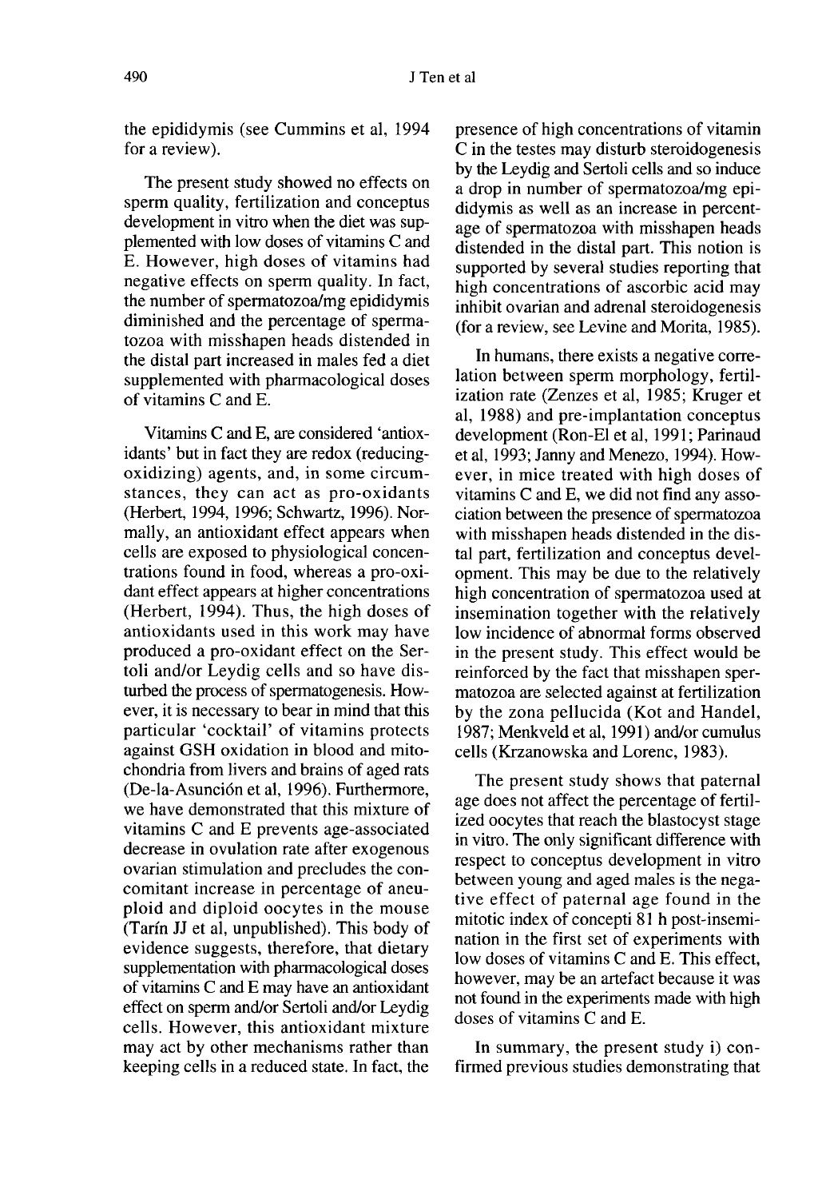the epididymis (see Cummins et al, 1994 for a review).

The present study showed no effects on sperm quality, fertilization and conceptus development in vitro when the diet was supplemented with low doses of vitamins C and E. However, high doses of vitamins had negative effects on sperm quality. In fact, the number of spermatozoa/mg epididymis diminished and the percentage of spermatozoa with misshapen heads distended in the distal part increased in males fed a diet supplemented with pharmacological doses of vitamins C and E.

Vitamins C and E, are considered 'antioxidants' but in fact they are redox (reducing-oxidizing) agents, and, in some circumstances, they can act as pro-oxidants (Herbert, 1994, 1996; Schwartz, 1996). Normally, an antioxidant effect appears when cells are exposed to physiological concentrations found in food, whereas a pro-oxidant effect appears at higher concentrations (Herbert, 1994). Thus, the high doses of antioxidants used in this work may have produced a pro-oxidant effect on the Sertoli and/or Leydig cells and so have disturbed the process of spermatogenesis. However, it is necessary to bear in mind that this particular 'cocktail' of vitamins protects against GSH oxidation in blood and mitochondria from livers and brains of aged rats (De-la-Asunción et al, 1996). Furthermore, we have demonstrated that this mixture of vitamins C and E prevents age-associated decrease in ovulation rate after exogenous ovarian stimulation and precludes the concomitant increase in percentage of aneuploid and diploid oocytes in the mouse (Tarín JJ et al, unpublished). This body of evidence suggests, therefore, that dietary supplementation with pharmacological doses of vitamins C and E may have an antioxidant effect on sperm and/or Sertoli and/or Leydig cells. However, this antioxidant mixture may act by other mechanisms rather than keeping cells in a reduced state. In fact, the presence of high concentrations of vitamin C in the testes may disturb steroidogenesis by the Leydig and Sertoli cells and so induce a drop in number of spermatozoa/mg epididymis as well as an increase in percentage of spermatozoa with misshapen heads distended in the distal part. This notion is supported by several studies reporting that high concentrations of ascorbic acid may inhibit ovarian and adrenal steroidogenesis (for a review, see Levine and Morita, 1985).

In humans, there exists a negative correlation between sperm morphology, fertilization rate (Zenzes et al, 1985; Kruger et al, 1988) and pre-implantation conceptus development (Ron-El et al, 1991; Parinaud et al, 1993; Janny and Menezo, 1994). However, in mice treated with high doses of vitamins C and E, we did not find any association between the presence of spermatozoa with misshapen heads distended in the distal part, fertilization and conceptus development. This may be due to the relatively high concentration of spermatozoa used at insemination together with the relatively low incidence of abnormal forms observed in the present study. This effect would be reinforced by the fact that misshapen spermatozoa are selected against at fertilization by the zona pellucida (Kot and Handel, 1987; Menkveld et al, 1991) and/or cumulus cells (Krzanowska and Lorenc, 1983).

The present study shows that paternal age does not affect the percentage of fertilized oocytes that reach the blastocyst stage in vitro. The only significant difference with respect to conceptus development in vitro between young and aged males is the negative effect of paternal age found in the mitotic index of concepti 81 h post-insemination in the first set of experiments with low doses of vitamins C and E. This effect, however, may be an artefact because it was not found in the experiments made with high doses of vitamins C and E.

In summary, the present study i) confirmed previous studies demonstrating that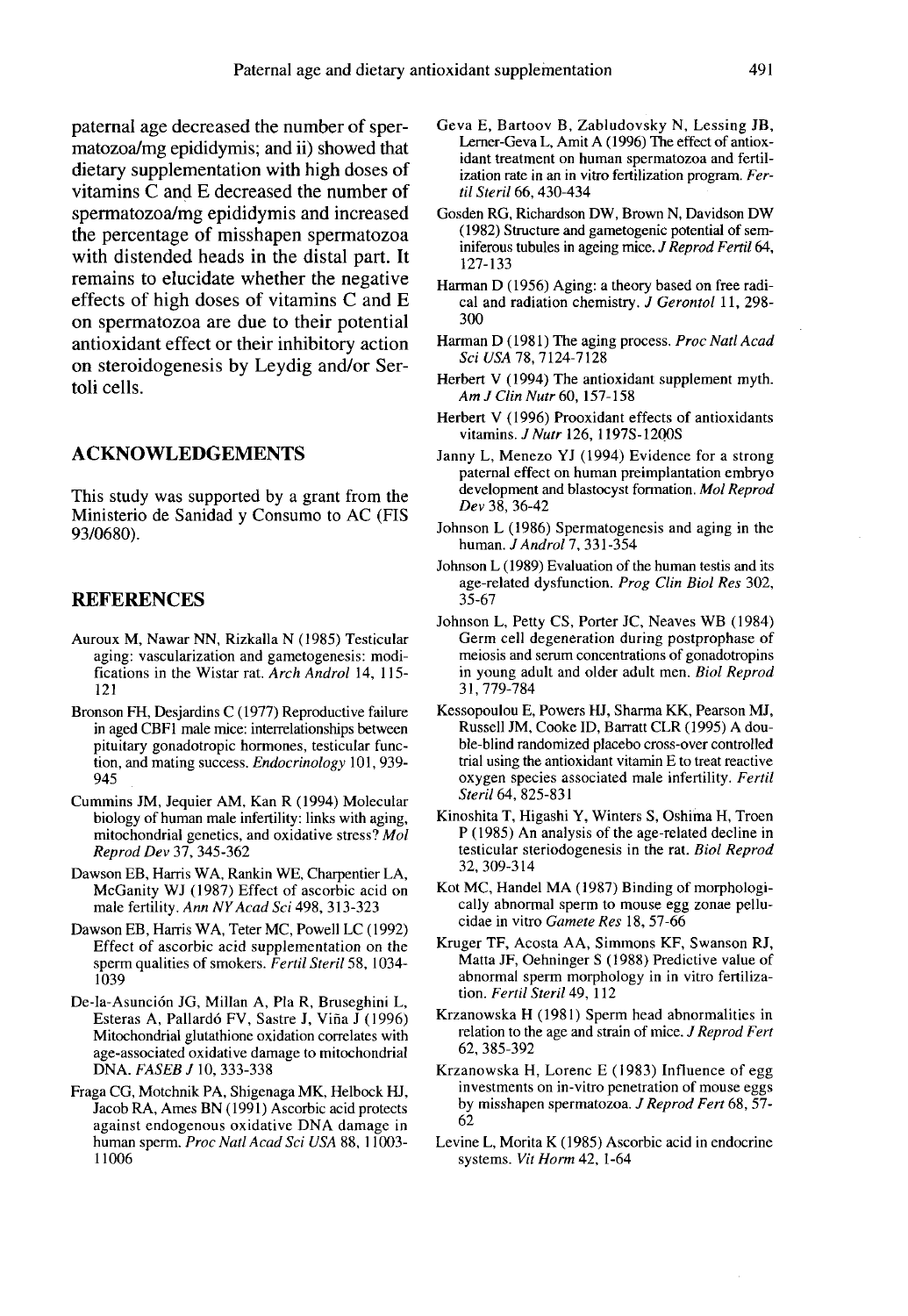paternal age decreased the number of spermatozoa/mg epididymis; and ii) showed that dietary supplementation with high doses of vitamins C and E decreased the number of spermatozoa/mg epididymis and increased the percentage of misshapen spermatozoa with distended heads in the distal part. It remains to elucidate whether the negative effects of high doses of vitamins C and E on spermatozoa are due to their potential antioxidant effect or their inhibitory action on steroidogenesis by Leydig and/or Sertoli cells.

## ACKNOWLEDGEMENTS

This study was supported by a grant from the Ministerio de Sanidad y Consumo to AC (FIS 93/0680).

## REFERENCES

Auroux M, Nawar NN, Rizkalla N (1985) Testicular aging: vascularization and gametogenesis: modifications in the Wistar rat. *Arch Androl* 14, 115-121

Bronson FH, Desjardins C (1977) Reproductive failure in aged CBF1 male mice: interrelationships between pituitary gonadotropic hormones, testicular function, and mating success. *Endocrinology* 101, 939-945

Cummins JM, Jequier AM, Kan R (1994) Molecular biology of human male infertility: links with aging, mitochondrial genetics, and oxidative stress? *Mol Reprod Dev* 37, 345-362

Dawson EB, Harris WA, Rankin WE, Charpentier LA, McGanity WJ (1987) Effect of ascorbic acid on male fertility. *Ann NY Acad Sci* 498, 313-323

Dawson EB, Harris WA, Teter MC, Powell LC (1992) Effect of ascorbic acid supplementation on the sperm qualities of smokers. *Fertil Steril* 58, 1034-1039

De-la-Asunción JG, Millan A, Pla R, Bruseghini L, Esteras A, Pallardó FV, Sastre J, Viña J (1996) Mitochondrial glutathione oxidation correlates with age-associated oxidative damage to mitochondrial DNA. *FASEB J* 10, 333-338

Fraga CG, Motchnik PA, Shigenaga MK, Helbock HJ, Jacob RA, Ames BN (1991) Ascorbic acid protects against endogenous oxidative DNA damage in human sperm. *Proc Natl Acad Sci USA* 88, 11003-11006

Geva E, Bartoov B, Zabludovsky N, Lessing JB, Lerner-Geva L, Amit A (1996) The effect of antioxidant treatment on human spermatozoa and fertilization rate in an in vitro fertilization program. *Fertil Steril* 66, 430-434

Gosden RG, Richardson DW, Brown N, Davidson DW (1982) Structure and gametogenic potential of seminiferous tubules in ageing mice. *J Reprod Fertil* 64, 127-133

Harman D (1956) Aging: a theory based on free radical and radiation chemistry. *J Gerontol* 11, 298-300

Harman D (1981) The aging process. *Proc Natl Acad Sci USA* 78, 7124-7128

Herbert V (1994) The antioxidant supplement myth. *Am J Clin Nutr* 60, 157-158

Herbert V (1996) Prooxidant effects of antioxidants vitamins. *J Nutr* 126, 1197S-1200S

Janny L, Menezo YJ (1994) Evidence for a strong paternal effect on human preimplantation embryo development and blastocyst formation. *Mol Reprod Dev* 38, 36-42

Johnson L (1986) Spermatogenesis and aging in the human. *J Androl* 7, 331-354

Johnson L (1989) Evaluation of the human testis and its age-related dysfunction. *Prog Clin Biol Res* 302, 35-67

Johnson L, Petty CS, Porter JC, Neaves WB (1984) Germ cell degeneration during postprophase of meiosis and serum concentrations of gonadotropins in young adult and older adult men. *Biol Reprod* 31, 779-784

Kessopoulou E, Powers HJ, Sharma KK, Pearson MJ, Russell JM, Cooke ID, Barratt CLR (1995) A double-blind randomized placebo cross-over controlled trial using the antioxidant vitamin E to treat reactive oxygen species associated male infertility. *Fertil Steril* 64, 825-831

Kinoshita T, Higashi Y, Winters S, Oshima H, Troen P (1985) An analysis of the age-related decline in testicular steriodogenesis in the rat. *Biol Reprod* 32, 309-314

Kot MC, Handel MA (1987) Binding of morphologically abnormal sperm to mouse egg zonae pellucidae in vitro *Gamete Res* 18, 57-66

Kruger TF, Acosta AA, Simmons KF, Swanson RJ, Matta JF, Oehninger S (1988) Predictive value of abnormal sperm morphology in in vitro fertilization. *Fertil Steril* 49, 112

Krzanowska H (1981) Sperm head abnormalities in relation to the age and strain of mice. *J Reprod Fert* 62, 385-392

Krzanowska H, Lorenc E (1983) Influence of egg investments on in-vitro penetration of mouse eggs by misshapen spermatozoa. *J Reprod Fert* 68, 57-62

Levine L, Morita K (1985) Ascorbic acid in endocrine systems. *Vit Horm* 42, 1-64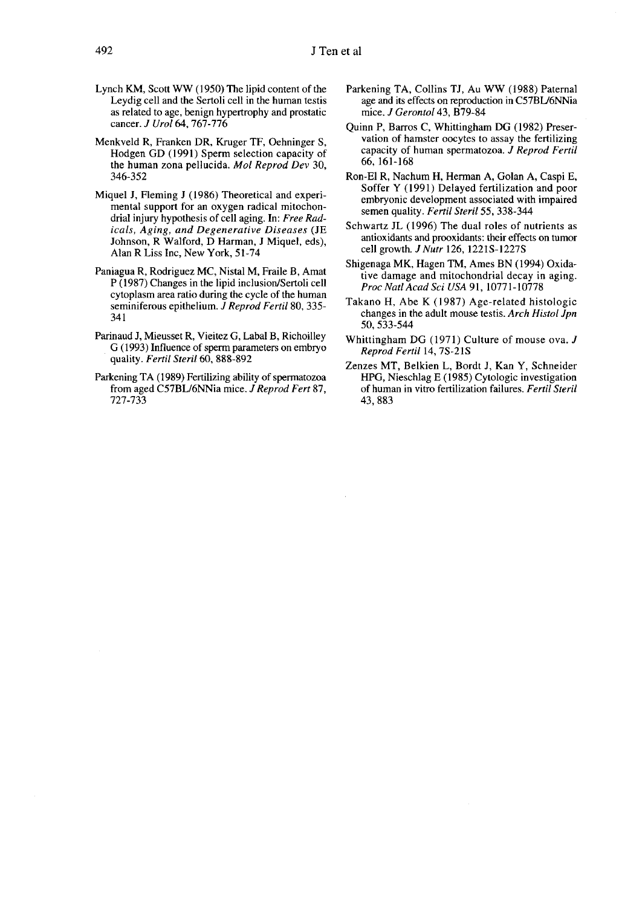Lynch KM, Scott WW (1950) The lipid content of the Leydig cell and the Sertoli cell in the human testis as related to age, benign hypertrophy and prostatic cancer. *J Urol* 64, 767-776

Menkveld R, Franken DR, Kruger TF, Oehninger S, Hodgen GD (1991) Sperm selection capacity of the human zona pellucida. *Mol Reprod Dev* 30, 346-352

Miquel J, Fleming J (1986) Theoretical and experimental support for an oxygen radical mitochondrial injury hypothesis of cell aging. In: *Free Radicals, Aging, and Degenerative Diseases* (JE Johnson, R Walford, D Harman, J Miquel, eds), Alan R Liss Inc, New York, 51-74

Paniagua R, Rodriguez MC, Nistal M, Fraile B, Amat P (1987) Changes in the lipid inclusion/Sertoli cell cytoplasm area ratio during the cycle of the human seminiferous epithelium. *J Reprod Fertil* 80, 335-341

Parinaud J, Mieusset R, Vieitez G, Labal B, Richoilley G (1993) Influence of sperm parameters on embryo quality. *Fertil Steril* 60, 888-892

Parkening TA (1989) Fertilizing ability of spermatozoa from aged C57BL/6NNia mice. *J Reprod Fert* 87, 727-733

Parkening TA, Collins TJ, Au WW (1988) Paternal age and its effects on reproduction in C57BL/6NNia mice. *J Gerontol* 43, B79-84

Quinn P, Barros C, Whittingham DG (1982) Preservation of hamster oocytes to assay the fertilizing capacity of human spermatozoa. *J Reprod Fertil* 66, 161-168

Ron-El R, Nachum H, Herman A, Golan A, Caspi E, Soffer Y (1991) Delayed fertilization and poor embryonic development associated with impaired semen quality. *Fertil Steril* 55, 338-344

Schwartz JL (1996) The dual roles of nutrients as antioxidants and prooxidants: their effects on tumor cell growth. *J Nutr* 126, 1221S-1227S

Shigenaga MK, Hagen TM, Ames BN (1994) Oxidative damage and mitochondrial decay in aging. *Proc Natl Acad Sci USA* 91, 10771-10778

Takano H, Abe K (1987) Age-related histologic changes in the adult mouse testis. *Arch Histol Jpn* 50, 533-544

Whittingham DG (1971) Culture of mouse ova. *J Reprod Fertil* 14, 7S-21S

Zenzes MT, Belkien L, Bordt J, Kan Y, Schneider HPG, Nieschlag E (1985) Cytologic investigation of human in vitro fertilization failures. *Fertil Steril* 43, 883